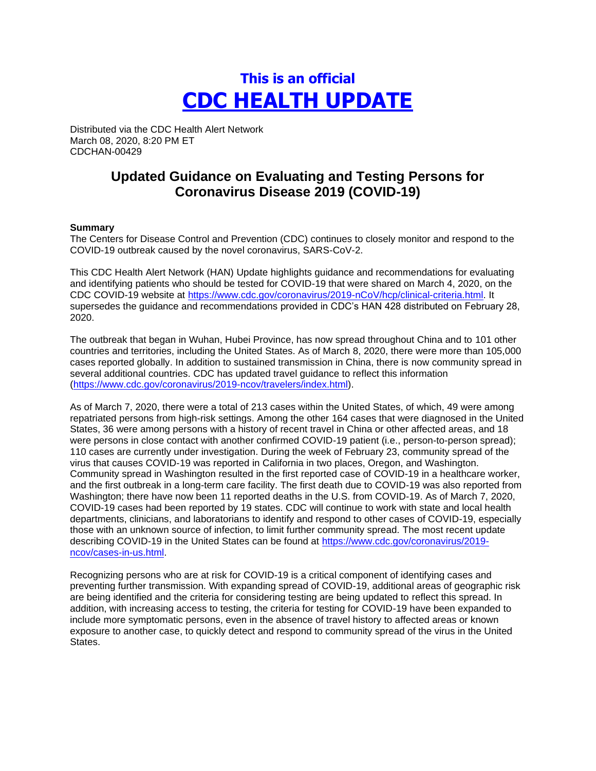# This is an official
# CDC HEALTH UPDATE

Distributed via the CDC Health Alert Network
March 08, 2020, 8:20 PM ET
CDCHAN-00429

## Updated Guidance on Evaluating and Testing Persons for Coronavirus Disease 2019 (COVID-19)

**Summary**

The Centers for Disease Control and Prevention (CDC) continues to closely monitor and respond to the COVID-19 outbreak caused by the novel coronavirus, SARS-CoV-2.

This CDC Health Alert Network (HAN) Update highlights guidance and recommendations for evaluating and identifying patients who should be tested for COVID-19 that were shared on March 4, 2020, on the CDC COVID-19 website at https://www.cdc.gov/coronavirus/2019-nCoV/hcp/clinical-criteria.html. It supersedes the guidance and recommendations provided in CDC's HAN 428 distributed on February 28, 2020.

The outbreak that began in Wuhan, Hubei Province, has now spread throughout China and to 101 other countries and territories, including the United States. As of March 8, 2020, there were more than 105,000 cases reported globally. In addition to sustained transmission in China, there is now community spread in several additional countries. CDC has updated travel guidance to reflect this information (https://www.cdc.gov/coronavirus/2019-ncov/travelers/index.html).

As of March 7, 2020, there were a total of 213 cases within the United States, of which, 49 were among repatriated persons from high-risk settings. Among the other 164 cases that were diagnosed in the United States, 36 were among persons with a history of recent travel in China or other affected areas, and 18 were persons in close contact with another confirmed COVID-19 patient (i.e., person-to-person spread); 110 cases are currently under investigation. During the week of February 23, community spread of the virus that causes COVID-19 was reported in California in two places, Oregon, and Washington. Community spread in Washington resulted in the first reported case of COVID-19 in a healthcare worker, and the first outbreak in a long-term care facility. The first death due to COVID-19 was also reported from Washington; there have now been 11 reported deaths in the U.S. from COVID-19. As of March 7, 2020, COVID-19 cases had been reported by 19 states. CDC will continue to work with state and local health departments, clinicians, and laboratorians to identify and respond to other cases of COVID-19, especially those with an unknown source of infection, to limit further community spread. The most recent update describing COVID-19 in the United States can be found at https://www.cdc.gov/coronavirus/2019-ncov/cases-in-us.html.

Recognizing persons who are at risk for COVID-19 is a critical component of identifying cases and preventing further transmission. With expanding spread of COVID-19, additional areas of geographic risk are being identified and the criteria for considering testing are being updated to reflect this spread. In addition, with increasing access to testing, the criteria for testing for COVID-19 have been expanded to include more symptomatic persons, even in the absence of travel history to affected areas or known exposure to another case, to quickly detect and respond to community spread of the virus in the United States.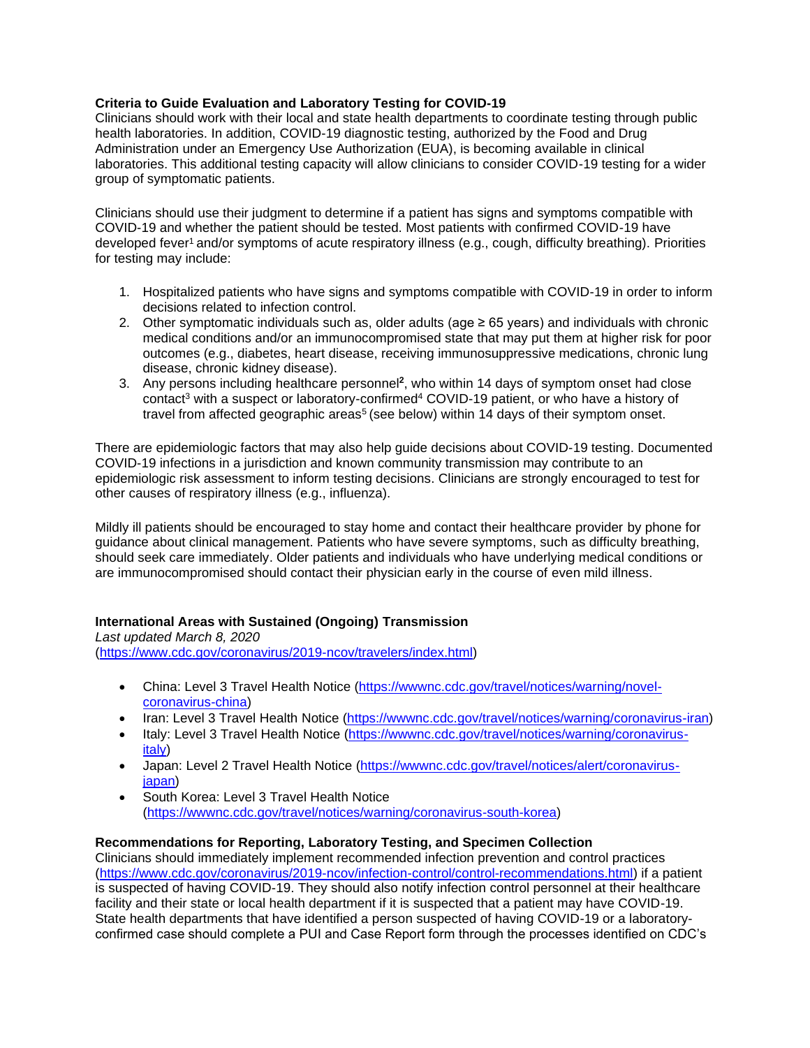**Criteria to Guide Evaluation and Laboratory Testing for COVID-19**

Clinicians should work with their local and state health departments to coordinate testing through public health laboratories. In addition, COVID-19 diagnostic testing, authorized by the Food and Drug Administration under an Emergency Use Authorization (EUA), is becoming available in clinical laboratories. This additional testing capacity will allow clinicians to consider COVID-19 testing for a wider group of symptomatic patients.

Clinicians should use their judgment to determine if a patient has signs and symptoms compatible with COVID-19 and whether the patient should be tested. Most patients with confirmed COVID-19 have developed fever[1] and/or symptoms of acute respiratory illness (e.g., cough, difficulty breathing). Priorities for testing may include:

1. Hospitalized patients who have signs and symptoms compatible with COVID-19 in order to inform decisions related to infection control.
2. Other symptomatic individuals such as, older adults (age ≥ 65 years) and individuals with chronic medical conditions and/or an immunocompromised state that may put them at higher risk for poor outcomes (e.g., diabetes, heart disease, receiving immunosuppressive medications, chronic lung disease, chronic kidney disease).
3. Any persons including healthcare personnel[2], who within 14 days of symptom onset had close contact[3] with a suspect or laboratory-confirmed[4] COVID-19 patient, or who have a history of travel from affected geographic areas[5] (see below) within 14 days of their symptom onset.

There are epidemiologic factors that may also help guide decisions about COVID-19 testing. Documented COVID-19 infections in a jurisdiction and known community transmission may contribute to an epidemiologic risk assessment to inform testing decisions. Clinicians are strongly encouraged to test for other causes of respiratory illness (e.g., influenza).

Mildly ill patients should be encouraged to stay home and contact their healthcare provider by phone for guidance about clinical management. Patients who have severe symptoms, such as difficulty breathing, should seek care immediately. Older patients and individuals who have underlying medical conditions or are immunocompromised should contact their physician early in the course of even mild illness.

**International Areas with Sustained (Ongoing) Transmission**

*Last updated March 8, 2020*
(https://www.cdc.gov/coronavirus/2019-ncov/travelers/index.html)

- China: Level 3 Travel Health Notice (https://wwwnc.cdc.gov/travel/notices/warning/novel-coronavirus-china)
- Iran: Level 3 Travel Health Notice (https://wwwnc.cdc.gov/travel/notices/warning/coronavirus-iran)
- Italy: Level 3 Travel Health Notice (https://wwwnc.cdc.gov/travel/notices/warning/coronavirus-italy)
- Japan: Level 2 Travel Health Notice (https://wwwnc.cdc.gov/travel/notices/alert/coronavirus-japan)
- South Korea: Level 3 Travel Health Notice (https://wwwnc.cdc.gov/travel/notices/warning/coronavirus-south-korea)

**Recommendations for Reporting, Laboratory Testing, and Specimen Collection**

Clinicians should immediately implement recommended infection prevention and control practices (https://www.cdc.gov/coronavirus/2019-ncov/infection-control/control-recommendations.html) if a patient is suspected of having COVID-19. They should also notify infection control personnel at their healthcare facility and their state or local health department if it is suspected that a patient may have COVID-19. State health departments that have identified a person suspected of having COVID-19 or a laboratory-confirmed case should complete a PUI and Case Report form through the processes identified on CDC's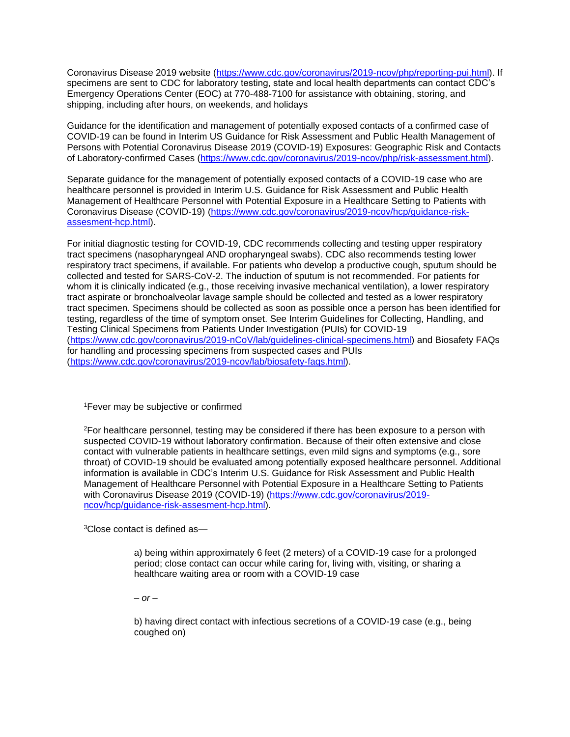Coronavirus Disease 2019 website (https://www.cdc.gov/coronavirus/2019-ncov/php/reporting-pui.html). If specimens are sent to CDC for laboratory testing, state and local health departments can contact CDC's Emergency Operations Center (EOC) at 770-488-7100 for assistance with obtaining, storing, and shipping, including after hours, on weekends, and holidays

Guidance for the identification and management of potentially exposed contacts of a confirmed case of COVID-19 can be found in Interim US Guidance for Risk Assessment and Public Health Management of Persons with Potential Coronavirus Disease 2019 (COVID-19) Exposures: Geographic Risk and Contacts of Laboratory-confirmed Cases (https://www.cdc.gov/coronavirus/2019-ncov/php/risk-assessment.html).

Separate guidance for the management of potentially exposed contacts of a COVID-19 case who are healthcare personnel is provided in Interim U.S. Guidance for Risk Assessment and Public Health Management of Healthcare Personnel with Potential Exposure in a Healthcare Setting to Patients with Coronavirus Disease (COVID-19) (https://www.cdc.gov/coronavirus/2019-ncov/hcp/guidance-risk-assesment-hcp.html).

For initial diagnostic testing for COVID-19, CDC recommends collecting and testing upper respiratory tract specimens (nasopharyngeal AND oropharyngeal swabs). CDC also recommends testing lower respiratory tract specimens, if available. For patients who develop a productive cough, sputum should be collected and tested for SARS-CoV-2. The induction of sputum is not recommended. For patients for whom it is clinically indicated (e.g., those receiving invasive mechanical ventilation), a lower respiratory tract aspirate or bronchoalveolar lavage sample should be collected and tested as a lower respiratory tract specimen. Specimens should be collected as soon as possible once a person has been identified for testing, regardless of the time of symptom onset. See Interim Guidelines for Collecting, Handling, and Testing Clinical Specimens from Patients Under Investigation (PUIs) for COVID-19 (https://www.cdc.gov/coronavirus/2019-nCoV/lab/guidelines-clinical-specimens.html) and Biosafety FAQs for handling and processing specimens from suspected cases and PUIs (https://www.cdc.gov/coronavirus/2019-ncov/lab/biosafety-faqs.html).

[1]Fever may be subjective or confirmed

[2]For healthcare personnel, testing may be considered if there has been exposure to a person with suspected COVID-19 without laboratory confirmation. Because of their often extensive and close contact with vulnerable patients in healthcare settings, even mild signs and symptoms (e.g., sore throat) of COVID-19 should be evaluated among potentially exposed healthcare personnel. Additional information is available in CDC's Interim U.S. Guidance for Risk Assessment and Public Health Management of Healthcare Personnel with Potential Exposure in a Healthcare Setting to Patients with Coronavirus Disease 2019 (COVID-19) (https://www.cdc.gov/coronavirus/2019-ncov/hcp/guidance-risk-assesment-hcp.html).

[3]Close contact is defined as—

a) being within approximately 6 feet (2 meters) of a COVID-19 case for a prolonged period; close contact can occur while caring for, living with, visiting, or sharing a healthcare waiting area or room with a COVID-19 case

*– or –*

b) having direct contact with infectious secretions of a COVID-19 case (e.g., being coughed on)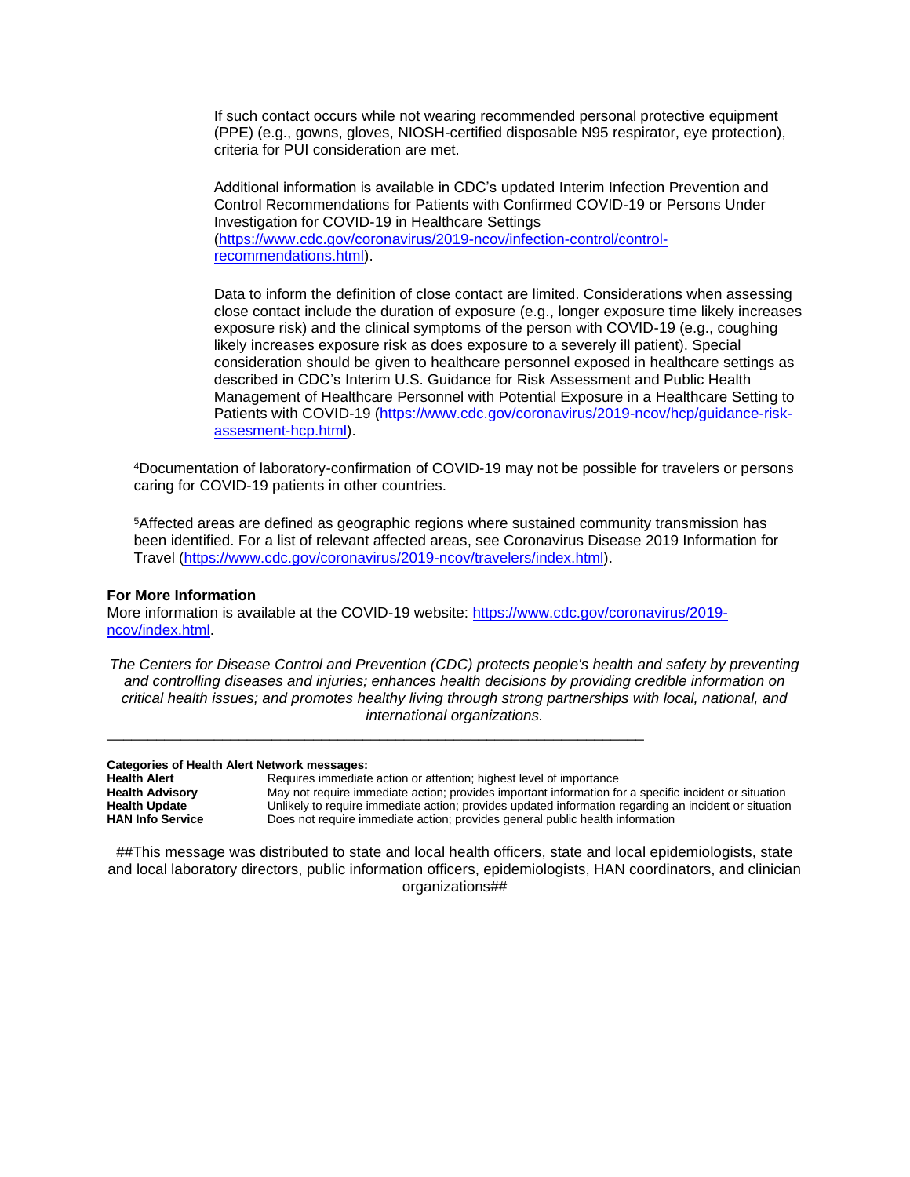If such contact occurs while not wearing recommended personal protective equipment (PPE) (e.g., gowns, gloves, NIOSH-certified disposable N95 respirator, eye protection), criteria for PUI consideration are met.

Additional information is available in CDC's updated Interim Infection Prevention and Control Recommendations for Patients with Confirmed COVID-19 or Persons Under Investigation for COVID-19 in Healthcare Settings (https://www.cdc.gov/coronavirus/2019-ncov/infection-control/control-recommendations.html).

Data to inform the definition of close contact are limited. Considerations when assessing close contact include the duration of exposure (e.g., longer exposure time likely increases exposure risk) and the clinical symptoms of the person with COVID-19 (e.g., coughing likely increases exposure risk as does exposure to a severely ill patient). Special consideration should be given to healthcare personnel exposed in healthcare settings as described in CDC's Interim U.S. Guidance for Risk Assessment and Public Health Management of Healthcare Personnel with Potential Exposure in a Healthcare Setting to Patients with COVID-19 (https://www.cdc.gov/coronavirus/2019-ncov/hcp/guidance-risk-assesment-hcp.html).

[4]Documentation of laboratory-confirmation of COVID-19 may not be possible for travelers or persons caring for COVID-19 patients in other countries.

[5]Affected areas are defined as geographic regions where sustained community transmission has been identified. For a list of relevant affected areas, see Coronavirus Disease 2019 Information for Travel (https://www.cdc.gov/coronavirus/2019-ncov/travelers/index.html).

**For More Information**

More information is available at the COVID-19 website: https://www.cdc.gov/coronavirus/2019-ncov/index.html.

*The Centers for Disease Control and Prevention (CDC) protects people's health and safety by preventing and controlling diseases and injuries; enhances health decisions by providing credible information on critical health issues; and promotes healthy living through strong partnerships with local, national, and international organizations.*

---

**Categories of Health Alert Network messages:**

| | |
|---|---|
| **Health Alert** | Requires immediate action or attention; highest level of importance |
| **Health Advisory** | May not require immediate action; provides important information for a specific incident or situation |
| **Health Update** | Unlikely to require immediate action; provides updated information regarding an incident or situation |
| **HAN Info Service** | Does not require immediate action; provides general public health information |

##This message was distributed to state and local health officers, state and local epidemiologists, state and local laboratory directors, public information officers, epidemiologists, HAN coordinators, and clinician organizations##